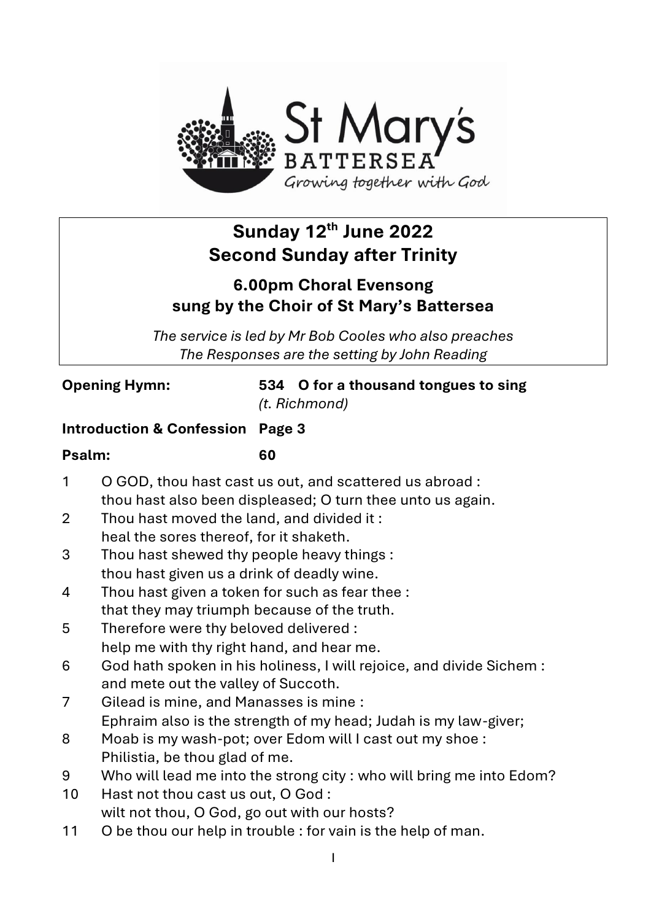St Mary's BATTERSEA
Growing together with God

# Sunday 12th June 2022
# Second Sunday after Trinity

## 6.00pm Choral Evensong
## sung by the Choir of St Mary's Battersea

*The service is led by Mr Bob Cooles who also preaches*
*The Responses are the setting by John Reading*

**Opening Hymn:** **534 O for a thousand tongues to sing**
*(t. Richmond)*

**Introduction & Confession** **Page 3**

**Psalm:** **60**

1 O GOD, thou hast cast us out, and scattered us abroad :
thou hast also been displeased; O turn thee unto us again.

2 Thou hast moved the land, and divided it :
heal the sores thereof, for it shaketh.

3 Thou hast shewed thy people heavy things :
thou hast given us a drink of deadly wine.

4 Thou hast given a token for such as fear thee :
that they may triumph because of the truth.

5 Therefore were thy beloved delivered :
help me with thy right hand, and hear me.

6 God hath spoken in his holiness, I will rejoice, and divide Sichem :
and mete out the valley of Succoth.

7 Gilead is mine, and Manasses is mine :
Ephraim also is the strength of my head; Judah is my law-giver;

8 Moab is my wash-pot; over Edom will I cast out my shoe :
Philistia, be thou glad of me.

9 Who will lead me into the strong city : who will bring me into Edom?

10 Hast not thou cast us out, O God :
wilt not thou, O God, go out with our hosts?

11 O be thou our help in trouble : for vain is the help of man.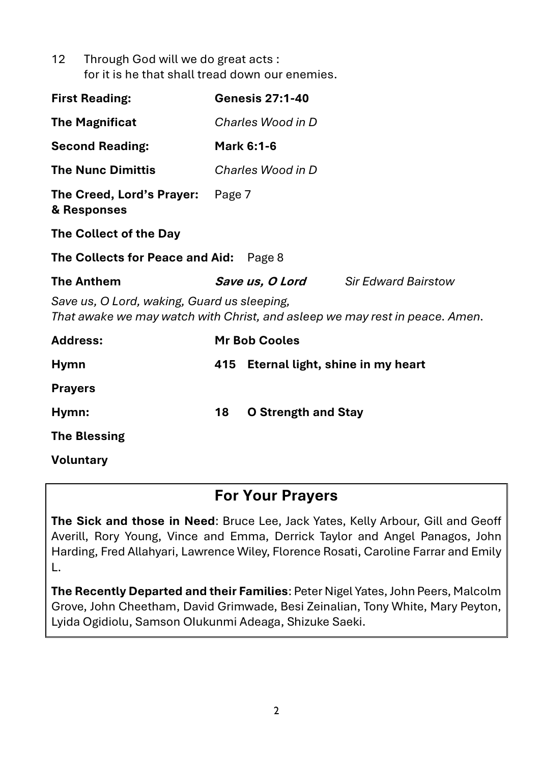12 Through God will we do great acts :
for it is he that shall tread down our enemies.

**First Reading:** **Genesis 27:1-40**

**The Magnificat** *Charles Wood in D*

**Second Reading:** **Mark 6:1-6**

**The Nunc Dimittis** *Charles Wood in D*

**The Creed, Lord's Prayer: & Responses** Page 7

**The Collect of the Day**

**The Collects for Peace and Aid:** Page 8

**The Anthem** ***Save us, O Lord*** *Sir Edward Bairstow*

*Save us, O Lord, waking, Guard us sleeping,*
*That awake we may watch with Christ, and asleep we may rest in peace. Amen.*

**Address:** **Mr Bob Cooles**

**Hymn** **415 Eternal light, shine in my heart**

**Prayers**

**Hymn:** **18 O Strength and Stay**

**The Blessing**

**Voluntary**

## For Your Prayers

**The Sick and those in Need**: Bruce Lee, Jack Yates, Kelly Arbour, Gill and Geoff Averill, Rory Young, Vince and Emma, Derrick Taylor and Angel Panagos, John Harding, Fred Allahyari, Lawrence Wiley, Florence Rosati, Caroline Farrar and Emily L.

**The Recently Departed and their Families**: Peter Nigel Yates, John Peers, Malcolm Grove, John Cheetham, David Grimwade, Besi Zeinalian, Tony White, Mary Peyton, Lyida Ogidiolu, Samson Olukunmi Adeaga, Shizuke Saeki.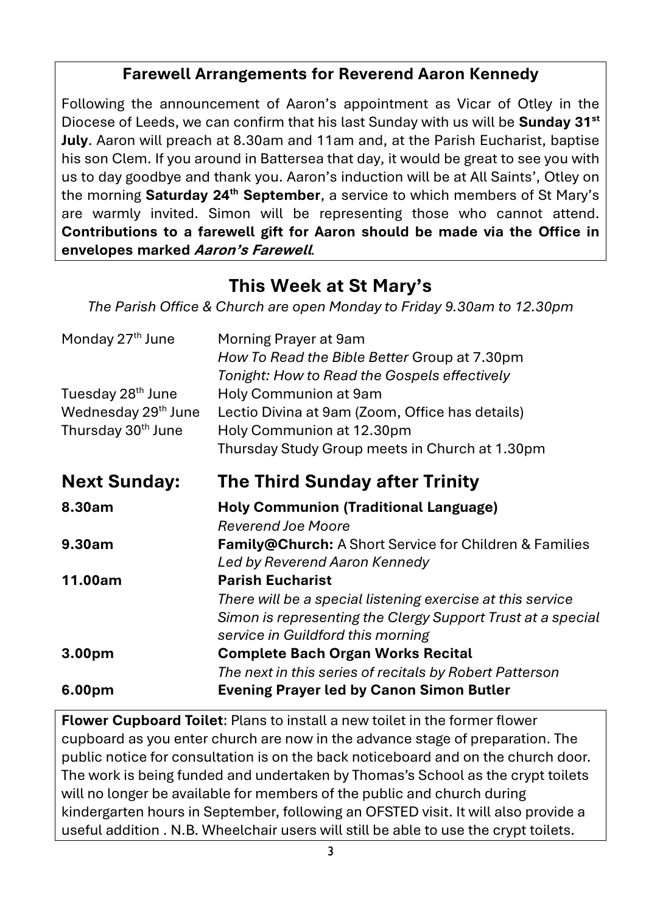## Farewell Arrangements for Reverend Aaron Kennedy

Following the announcement of Aaron's appointment as Vicar of Otley in the Diocese of Leeds, we can confirm that his last Sunday with us will be **Sunday 31st July**. Aaron will preach at 8.30am and 11am and, at the Parish Eucharist, baptise his son Clem. If you around in Battersea that day, it would be great to see you with us to day goodbye and thank you. Aaron's induction will be at All Saints', Otley on the morning **Saturday 24th September**, a service to which members of St Mary's are warmly invited. Simon will be representing those who cannot attend. **Contributions to a farewell gift for Aaron should be made via the Office in envelopes marked *Aaron's Farewell*.**

## This Week at St Mary's

*The Parish Office & Church are open Monday to Friday 9.30am to 12.30pm*

| | |
|---|---|
| Monday 27th June | Morning Prayer at 9am |
| | *How To Read the Bible Better* Group at 7.30pm |
| | *Tonight: How to Read the Gospels effectively* |
| Tuesday 28th June | Holy Communion at 9am |
| Wednesday 29th June | Lectio Divina at 9am (Zoom, Office has details) |
| Thursday 30th June | Holy Communion at 12.30pm |
| | Thursday Study Group meets in Church at 1.30pm |

## Next Sunday: The Third Sunday after Trinity

| | |
|---|---|
| **8.30am** | **Holy Communion (Traditional Language)** |
| | *Reverend Joe Moore* |
| **9.30am** | **Family@Church:** A Short Service for Children & Families |
| | *Led by Reverend Aaron Kennedy* |
| **11.00am** | **Parish Eucharist** |
| | *There will be a special listening exercise at this service* |
| | *Simon is representing the Clergy Support Trust at a special service in Guildford this morning* |
| **3.00pm** | **Complete Bach Organ Works Recital** |
| | *The next in this series of recitals by Robert Patterson* |
| **6.00pm** | **Evening Prayer led by Canon Simon Butler** |

**Flower Cupboard Toilet**: Plans to install a new toilet in the former flower cupboard as you enter church are now in the advance stage of preparation. The public notice for consultation is on the back noticeboard and on the church door. The work is being funded and undertaken by Thomas's School as the crypt toilets will no longer be available for members of the public and church during kindergarten hours in September, following an OFSTED visit. It will also provide a useful addition . N.B. Wheelchair users will still be able to use the crypt toilets.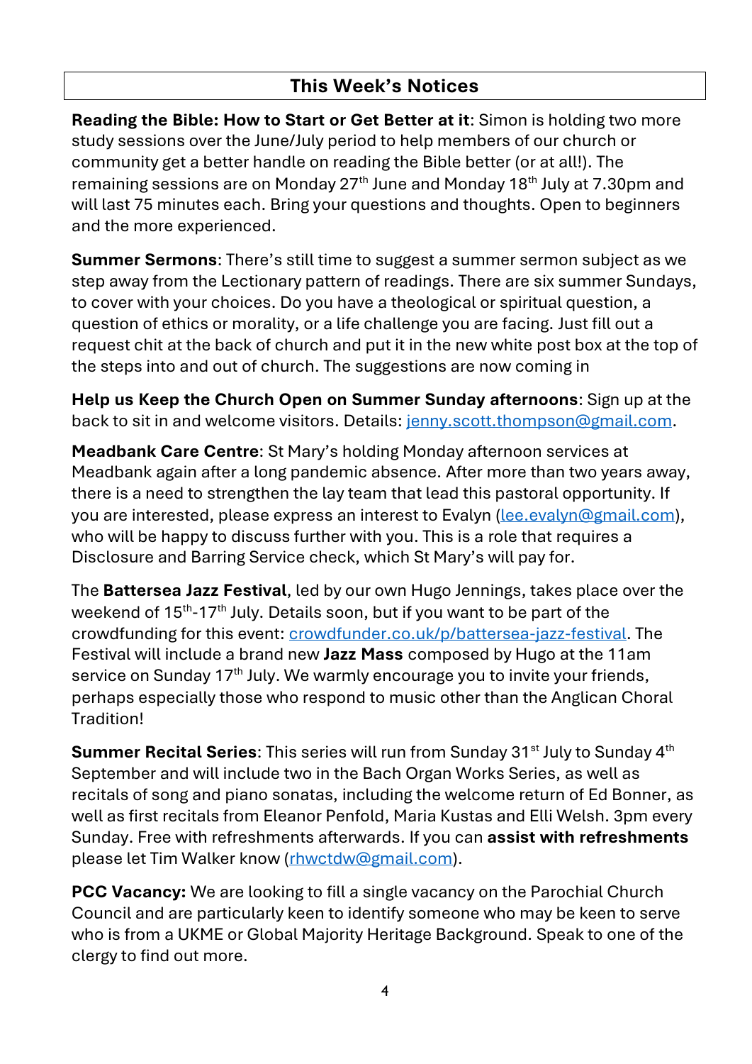## This Week's Notices

**Reading the Bible: How to Start or Get Better at it**: Simon is holding two more study sessions over the June/July period to help members of our church or community get a better handle on reading the Bible better (or at all!). The remaining sessions are on Monday 27th June and Monday 18th July at 7.30pm and will last 75 minutes each. Bring your questions and thoughts. Open to beginners and the more experienced.

**Summer Sermons**: There's still time to suggest a summer sermon subject as we step away from the Lectionary pattern of readings. There are six summer Sundays, to cover with your choices. Do you have a theological or spiritual question, a question of ethics or morality, or a life challenge you are facing. Just fill out a request chit at the back of church and put it in the new white post box at the top of the steps into and out of church. The suggestions are now coming in

**Help us Keep the Church Open on Summer Sunday afternoons**: Sign up at the back to sit in and welcome visitors. Details: jenny.scott.thompson@gmail.com.

**Meadbank Care Centre**: St Mary's holding Monday afternoon services at Meadbank again after a long pandemic absence. After more than two years away, there is a need to strengthen the lay team that lead this pastoral opportunity. If you are interested, please express an interest to Evalyn (lee.evalyn@gmail.com), who will be happy to discuss further with you. This is a role that requires a Disclosure and Barring Service check, which St Mary's will pay for.

The **Battersea Jazz Festival**, led by our own Hugo Jennings, takes place over the weekend of 15th-17th July. Details soon, but if you want to be part of the crowdfunding for this event: crowdfunder.co.uk/p/battersea-jazz-festival. The Festival will include a brand new **Jazz Mass** composed by Hugo at the 11am service on Sunday 17th July. We warmly encourage you to invite your friends, perhaps especially those who respond to music other than the Anglican Choral Tradition!

**Summer Recital Series**: This series will run from Sunday 31st July to Sunday 4th September and will include two in the Bach Organ Works Series, as well as recitals of song and piano sonatas, including the welcome return of Ed Bonner, as well as first recitals from Eleanor Penfold, Maria Kustas and Elli Welsh. 3pm every Sunday. Free with refreshments afterwards. If you can **assist with refreshments** please let Tim Walker know (rhwctdw@gmail.com).

**PCC Vacancy:** We are looking to fill a single vacancy on the Parochial Church Council and are particularly keen to identify someone who may be keen to serve who is from a UKME or Global Majority Heritage Background. Speak to one of the clergy to find out more.